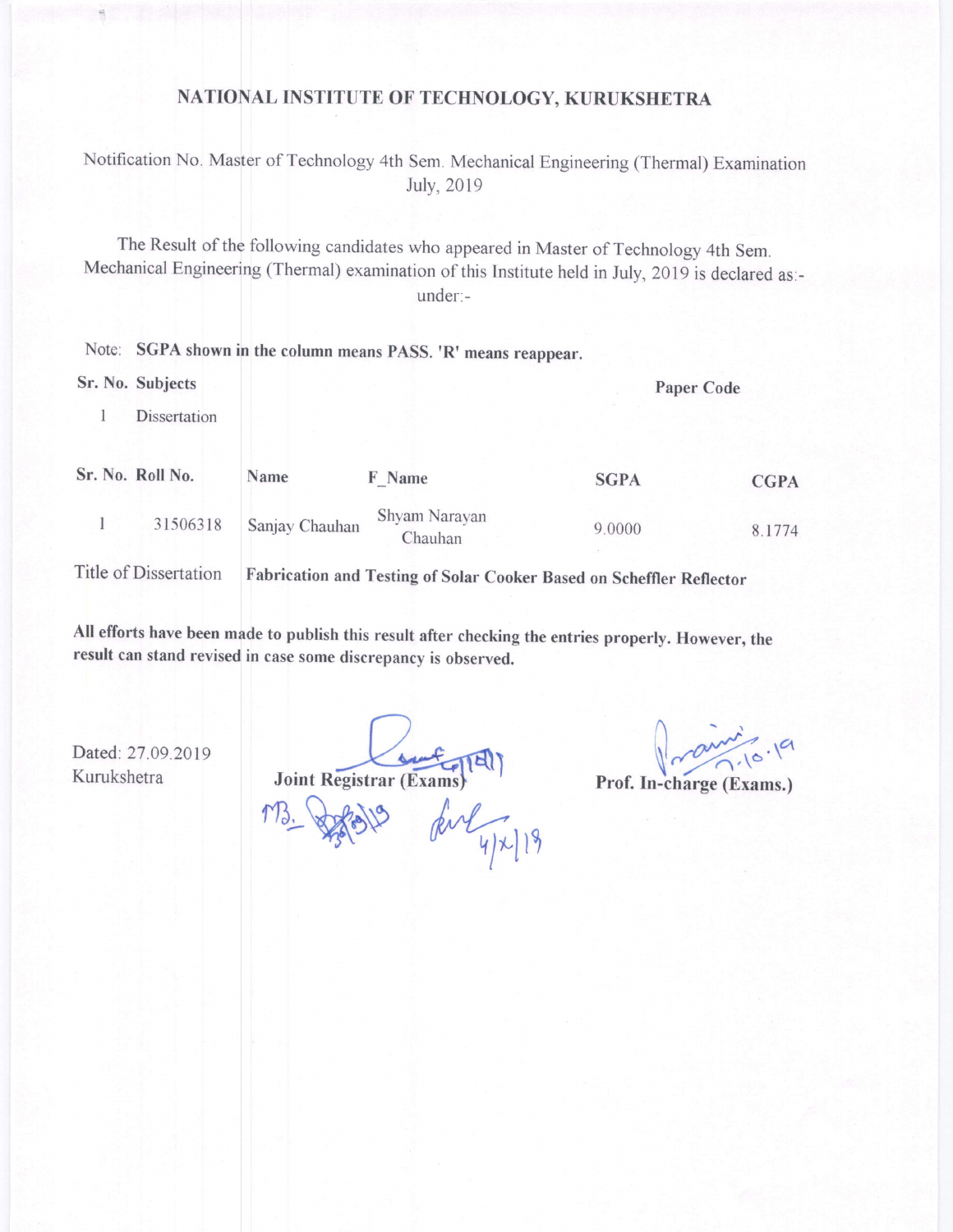# NATIONAL INSTITUTE OF TECHNOLOGY, KURUKSHETRA

Notification No. Master of Technology 4th Sem. Mechanical Engineering (Thermal) Examination July, 2019

The Result of the following candidates who appeared in Master of Technology 4th Sem. Mechanical Engineering (Thermal) examination of this Institute held in July, 2019 is declared as:- under:-

Note: **SGPA shown in the column means PASS. 'R' means reappear.**

| Sr. No. | Subjects | Paper Code |
|---|---|---|
| 1 | Dissertation | |

| Sr. No. | Roll No. | Name | F_Name | SGPA | CGPA |
|---|---|---|---|---|---|
| 1 | 31506318 | Sanjay Chauhan | Shyam Narayan Chauhan | 9.0000 | 8.1774 |

Title of Dissertation **Fabrication and Testing of Solar Cooker Based on Scheffler Reflector**

**All efforts have been made to publish this result after checking the entries properly. However, the result can stand revised in case some discrepancy is observed.**

Dated: 27.09.2019
Kurukshetra

**Joint Registrar (Exams)**

**Prof. In-charge (Exams.)**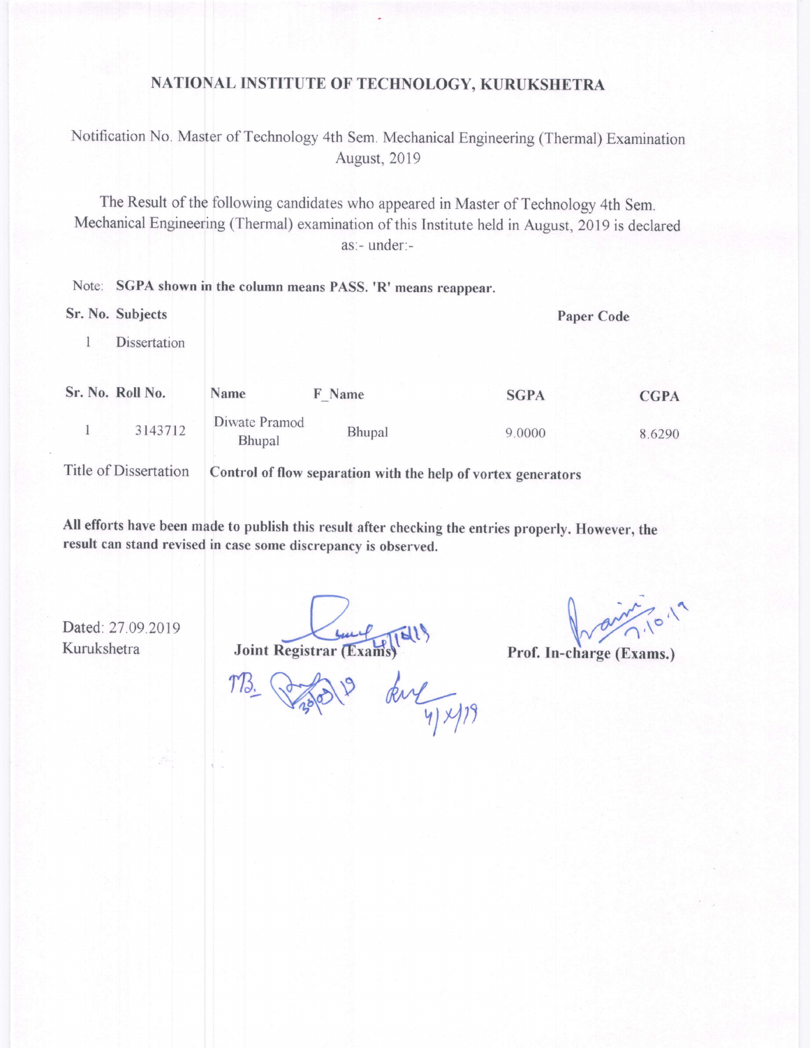# NATIONAL INSTITUTE OF TECHNOLOGY, KURUKSHETRA

Notification No. Master of Technology 4th Sem. Mechanical Engineering (Thermal) Examination August, 2019

The Result of the following candidates who appeared in Master of Technology 4th Sem. Mechanical Engineering (Thermal) examination of this Institute held in August, 2019 is declared as:- under:-

Note: **SGPA shown in the column means PASS. 'R' means reappear.**

| Sr. No. | Subjects | Paper Code |
|---|---|---|
| 1 | Dissertation | |

| Sr. No. | Roll No. | Name | F_Name | SGPA | CGPA |
|---|---|---|---|---|---|
| 1 | 3143712 | Diwate Pramod Bhupal | Bhupal | 9.0000 | 8.6290 |

Title of Dissertation **Control of flow separation with the help of vortex generators**

**All efforts have been made to publish this result after checking the entries properly. However, the result can stand revised in case some discrepancy is observed.**

Dated: 27.09.2019
Kurukshetra

**Joint Registrar (Exams)** **Prof. In-charge (Exams.)**